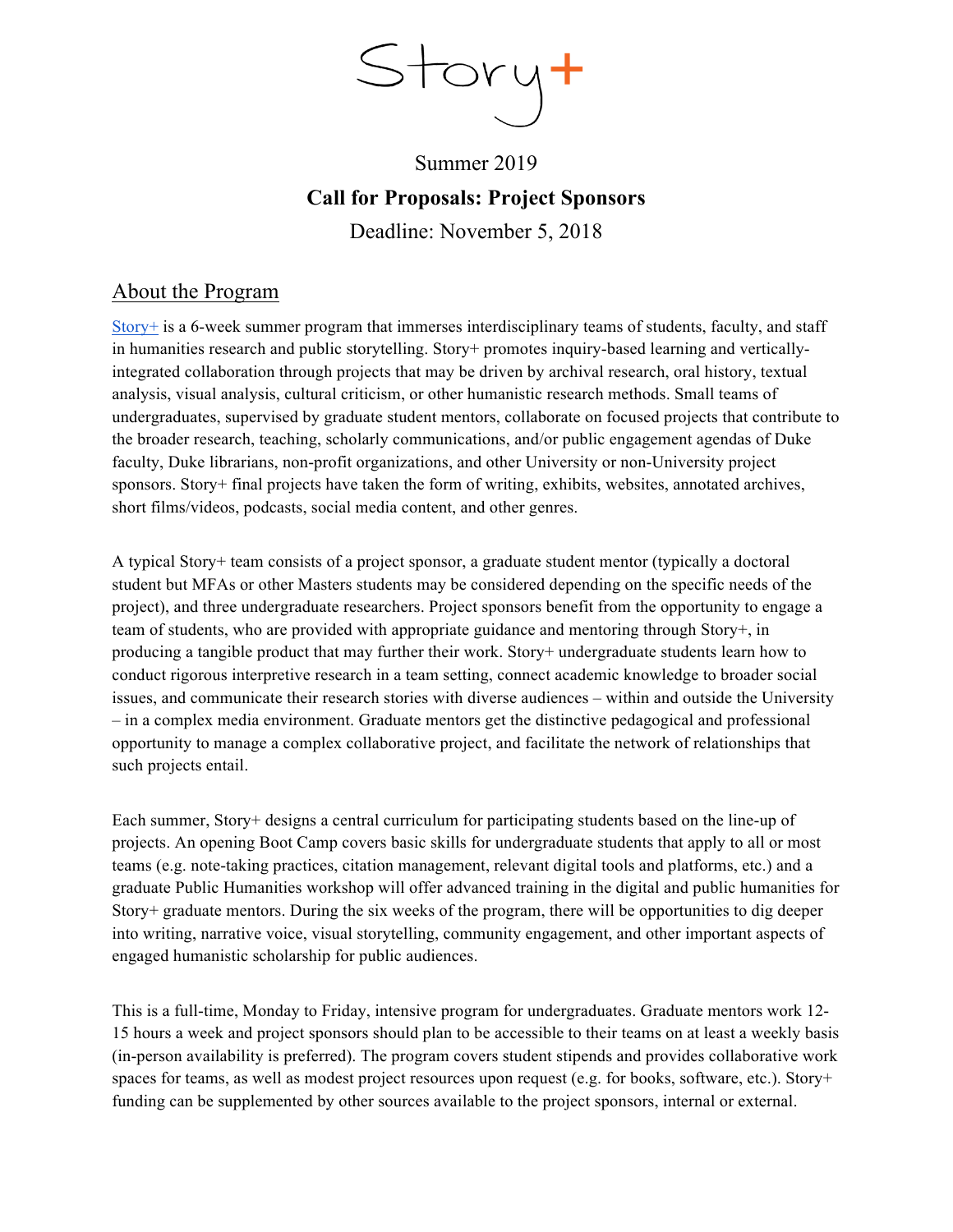# Story+

Summer 2019

**Call for Proposals: Project Sponsors**

Deadline: November 5, 2018

## About the Program

Story+ is a 6-week summer program that immerses interdisciplinary teams of students, faculty, and staff in humanities research and public storytelling. Story+ promotes inquiry-based learning and vertically-integrated collaboration through projects that may be driven by archival research, oral history, textual analysis, visual analysis, cultural criticism, or other humanistic research methods. Small teams of undergraduates, supervised by graduate student mentors, collaborate on focused projects that contribute to the broader research, teaching, scholarly communications, and/or public engagement agendas of Duke faculty, Duke librarians, non-profit organizations, and other University or non-University project sponsors. Story+ final projects have taken the form of writing, exhibits, websites, annotated archives, short films/videos, podcasts, social media content, and other genres.

A typical Story+ team consists of a project sponsor, a graduate student mentor (typically a doctoral student but MFAs or other Masters students may be considered depending on the specific needs of the project), and three undergraduate researchers. Project sponsors benefit from the opportunity to engage a team of students, who are provided with appropriate guidance and mentoring through Story+, in producing a tangible product that may further their work. Story+ undergraduate students learn how to conduct rigorous interpretive research in a team setting, connect academic knowledge to broader social issues, and communicate their research stories with diverse audiences – within and outside the University – in a complex media environment. Graduate mentors get the distinctive pedagogical and professional opportunity to manage a complex collaborative project, and facilitate the network of relationships that such projects entail.

Each summer, Story+ designs a central curriculum for participating students based on the line-up of projects. An opening Boot Camp covers basic skills for undergraduate students that apply to all or most teams (e.g. note-taking practices, citation management, relevant digital tools and platforms, etc.) and a graduate Public Humanities workshop will offer advanced training in the digital and public humanities for Story+ graduate mentors. During the six weeks of the program, there will be opportunities to dig deeper into writing, narrative voice, visual storytelling, community engagement, and other important aspects of engaged humanistic scholarship for public audiences.

This is a full-time, Monday to Friday, intensive program for undergraduates. Graduate mentors work 12-15 hours a week and project sponsors should plan to be accessible to their teams on at least a weekly basis (in-person availability is preferred). The program covers student stipends and provides collaborative work spaces for teams, as well as modest project resources upon request (e.g. for books, software, etc.). Story+ funding can be supplemented by other sources available to the project sponsors, internal or external.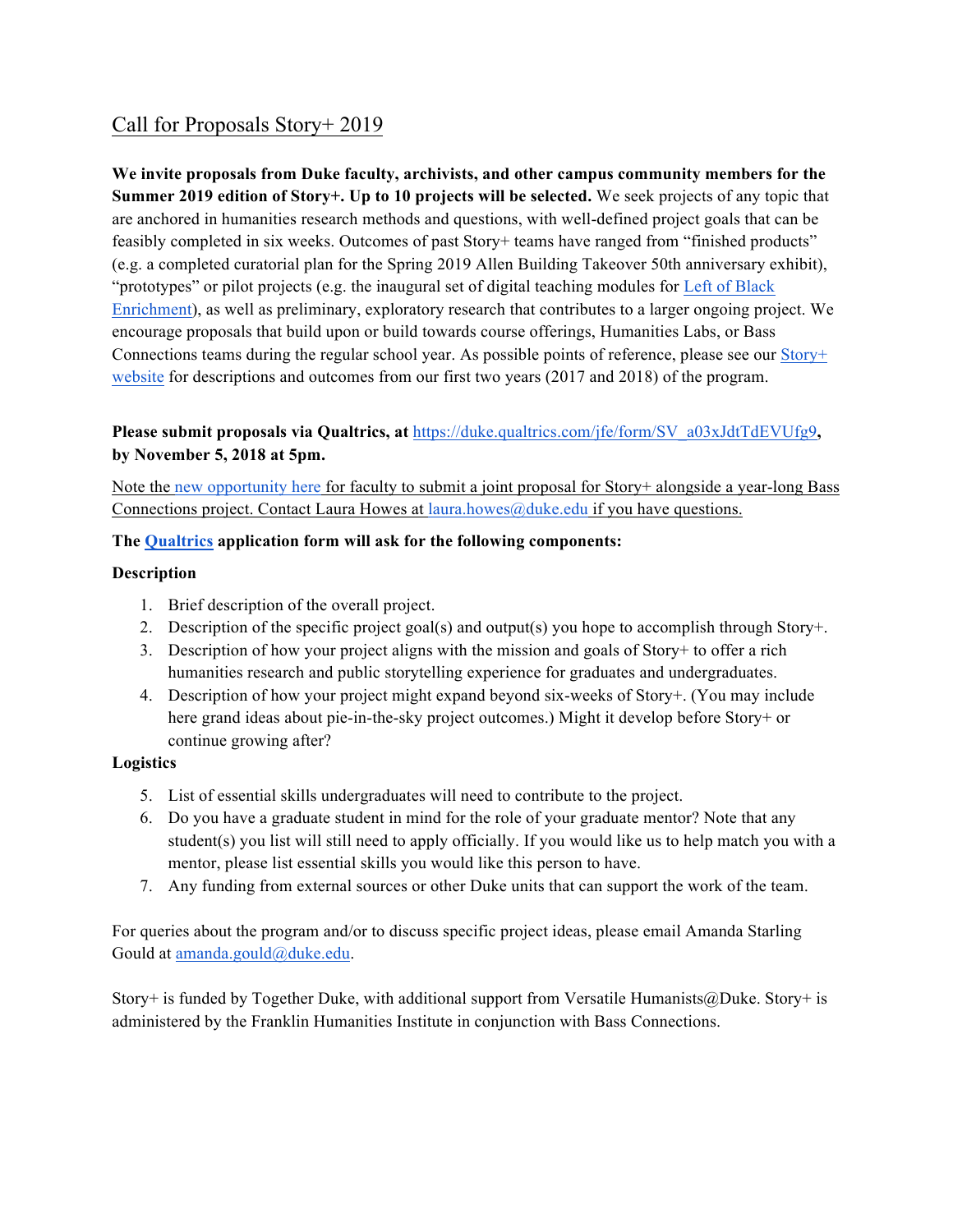# Call for Proposals Story+ 2019

**We invite proposals from Duke faculty, archivists, and other campus community members for the Summer 2019 edition of Story+. Up to 10 projects will be selected.** We seek projects of any topic that are anchored in humanities research methods and questions, with well-defined project goals that can be feasibly completed in six weeks. Outcomes of past Story+ teams have ranged from "finished products" (e.g. a completed curatorial plan for the Spring 2019 Allen Building Takeover 50th anniversary exhibit), "prototypes" or pilot projects (e.g. the inaugural set of digital teaching modules for Left of Black Enrichment), as well as preliminary, exploratory research that contributes to a larger ongoing project. We encourage proposals that build upon or build towards course offerings, Humanities Labs, or Bass Connections teams during the regular school year. As possible points of reference, please see our Story+ website for descriptions and outcomes from our first two years (2017 and 2018) of the program.

**Please submit proposals via Qualtrics, at https://duke.qualtrics.com/jfe/form/SV_a03xJdtTdEVUfg9, by November 5, 2018 at 5pm.**

Note the new opportunity here for faculty to submit a joint proposal for Story+ alongside a year-long Bass Connections project. Contact Laura Howes at laura.howes@duke.edu if you have questions.

**The Qualtrics application form will ask for the following components:**

**Description**

1. Brief description of the overall project.
2. Description of the specific project goal(s) and output(s) you hope to accomplish through Story+.
3. Description of how your project aligns with the mission and goals of Story+ to offer a rich humanities research and public storytelling experience for graduates and undergraduates.
4. Description of how your project might expand beyond six-weeks of Story+. (You may include here grand ideas about pie-in-the-sky project outcomes.) Might it develop before Story+ or continue growing after?

**Logistics**

5. List of essential skills undergraduates will need to contribute to the project.
6. Do you have a graduate student in mind for the role of your graduate mentor? Note that any student(s) you list will still need to apply officially. If you would like us to help match you with a mentor, please list essential skills you would like this person to have.
7. Any funding from external sources or other Duke units that can support the work of the team.

For queries about the program and/or to discuss specific project ideas, please email Amanda Starling Gould at amanda.gould@duke.edu.

Story+ is funded by Together Duke, with additional support from Versatile Humanists@Duke. Story+ is administered by the Franklin Humanities Institute in conjunction with Bass Connections.